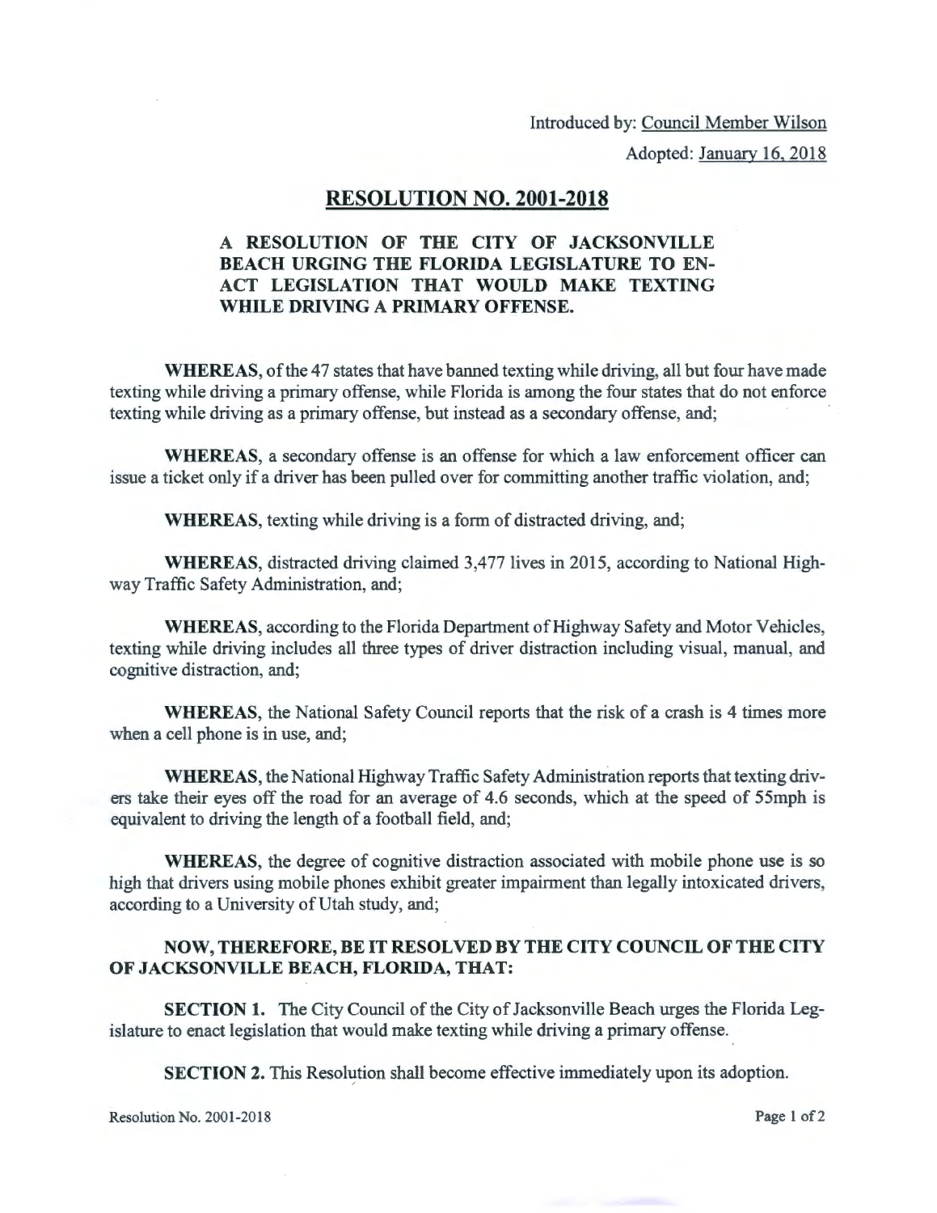Introduced by: Council Member Wilson

Adopted: January 16, 2018

# RESOLUTION NO. 2001-2018

**A RESOLUTION OF THE CITY OF JACKSONVILLE BEACH URGING THE FLORIDA LEGISLATURE TO ENACT LEGISLATION THAT WOULD MAKE TEXTING WHILE DRIVING A PRIMARY OFFENSE.**

**WHEREAS**, of the 47 states that have banned texting while driving, all but four have made texting while driving a primary offense, while Florida is among the four states that do not enforce texting while driving as a primary offense, but instead as a secondary offense, and;

**WHEREAS**, a secondary offense is an offense for which a law enforcement officer can issue a ticket only if a driver has been pulled over for committing another traffic violation, and;

**WHEREAS**, texting while driving is a form of distracted driving, and;

**WHEREAS**, distracted driving claimed 3,477 lives in 2015, according to National Highway Traffic Safety Administration, and;

**WHEREAS**, according to the Florida Department of Highway Safety and Motor Vehicles, texting while driving includes all three types of driver distraction including visual, manual, and cognitive distraction, and;

**WHEREAS**, the National Safety Council reports that the risk of a crash is 4 times more when a cell phone is in use, and;

**WHEREAS**, the National Highway Traffic Safety Administration reports that texting drivers take their eyes off the road for an average of 4.6 seconds, which at the speed of 55mph is equivalent to driving the length of a football field, and;

**WHEREAS**, the degree of cognitive distraction associated with mobile phone use is so high that drivers using mobile phones exhibit greater impairment than legally intoxicated drivers, according to a University of Utah study, and;

**NOW, THEREFORE, BE IT RESOLVED BY THE CITY COUNCIL OF THE CITY OF JACKSONVILLE BEACH, FLORIDA, THAT:**

**SECTION 1.** The City Council of the City of Jacksonville Beach urges the Florida Legislature to enact legislation that would make texting while driving a primary offense.

**SECTION 2.** This Resolution shall become effective immediately upon its adoption.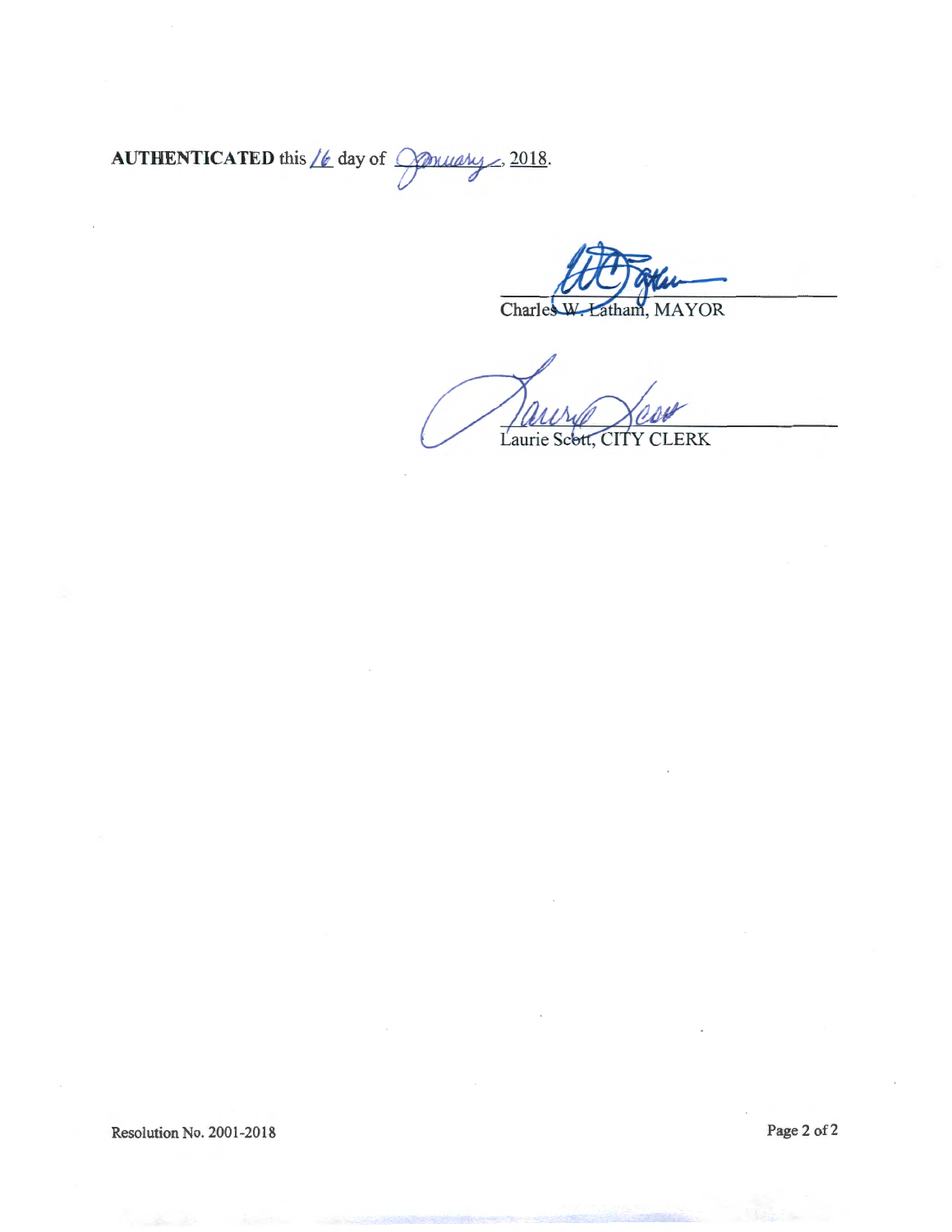**AUTHENTICATED** this 16 day of January, 2018.

Charles W. Latham, MAYOR

Laurie Scott, CITY CLERK

Resolution No. 2001-2018